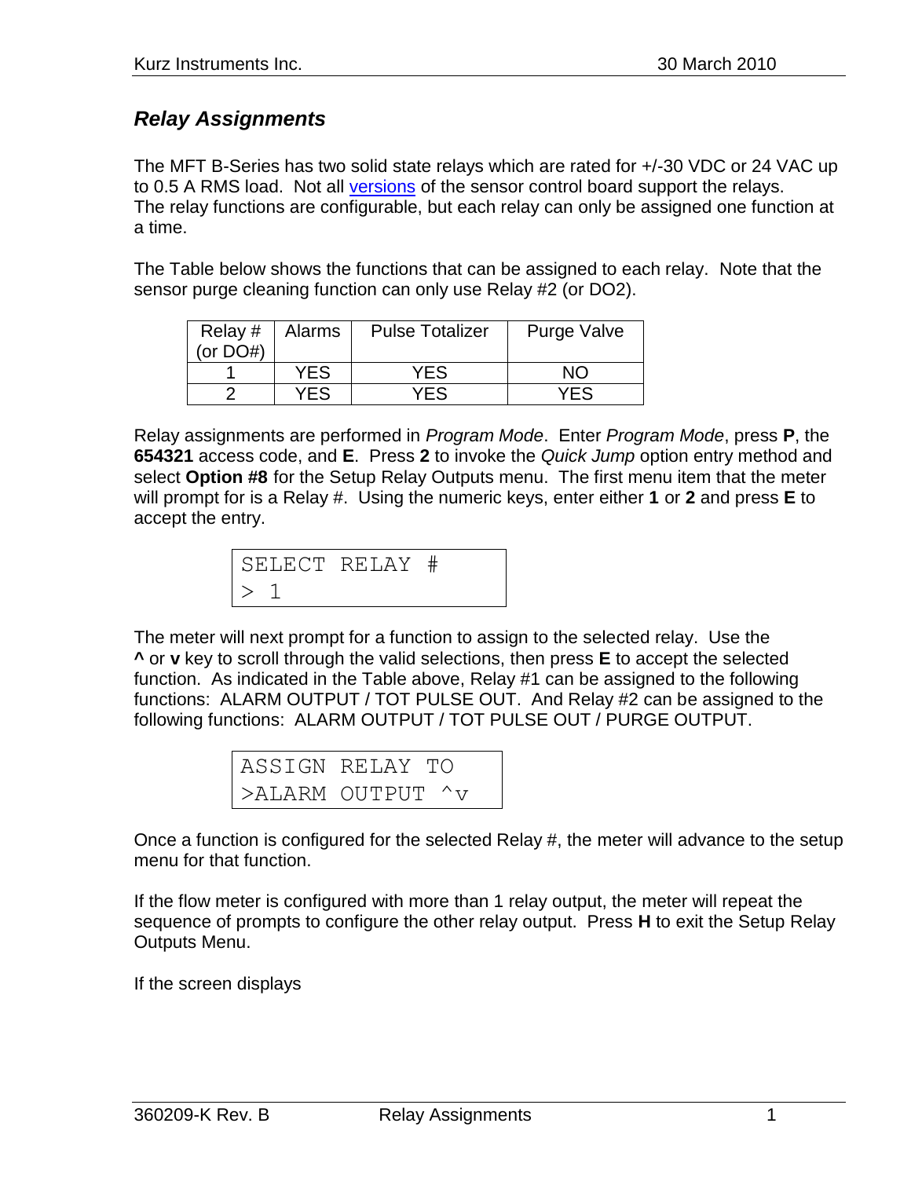## *Relay Assignments*

The MFT B-Series has two solid state relays which are rated for +/-30 VDC or 24 VAC up to 0.5 A RMS load. Not all versions of the sensor control board support the relays. The relay functions are configurable, but each relay can only be assigned one function at a time.

The Table below shows the functions that can be assigned to each relay. Note that the sensor purge cleaning function can only use Relay #2 (or DO2).

| Relay # (or DO#) | Alarms | Pulse Totalizer | Purge Valve |
|---|---|---|---|
| 1 | YES | YES | NO |
| 2 | YES | YES | YES |

Relay assignments are performed in *Program Mode*. Enter *Program Mode*, press **P**, the **654321** access code, and **E**. Press **2** to invoke the *Quick Jump* option entry method and select **Option #8** for the Setup Relay Outputs menu. The first menu item that the meter will prompt for is a Relay #. Using the numeric keys, enter either **1** or **2** and press **E** to accept the entry.

```
SELECT RELAY #
> 1
```

The meter will next prompt for a function to assign to the selected relay. Use the **^** or **v** key to scroll through the valid selections, then press **E** to accept the selected function. As indicated in the Table above, Relay #1 can be assigned to the following functions: ALARM OUTPUT / TOT PULSE OUT. And Relay #2 can be assigned to the following functions: ALARM OUTPUT / TOT PULSE OUT / PURGE OUTPUT.

```
ASSIGN RELAY TO
>ALARM OUTPUT ^v
```

Once a function is configured for the selected Relay #, the meter will advance to the setup menu for that function.

If the flow meter is configured with more than 1 relay output, the meter will repeat the sequence of prompts to configure the other relay output. Press **H** to exit the Setup Relay Outputs Menu.

If the screen displays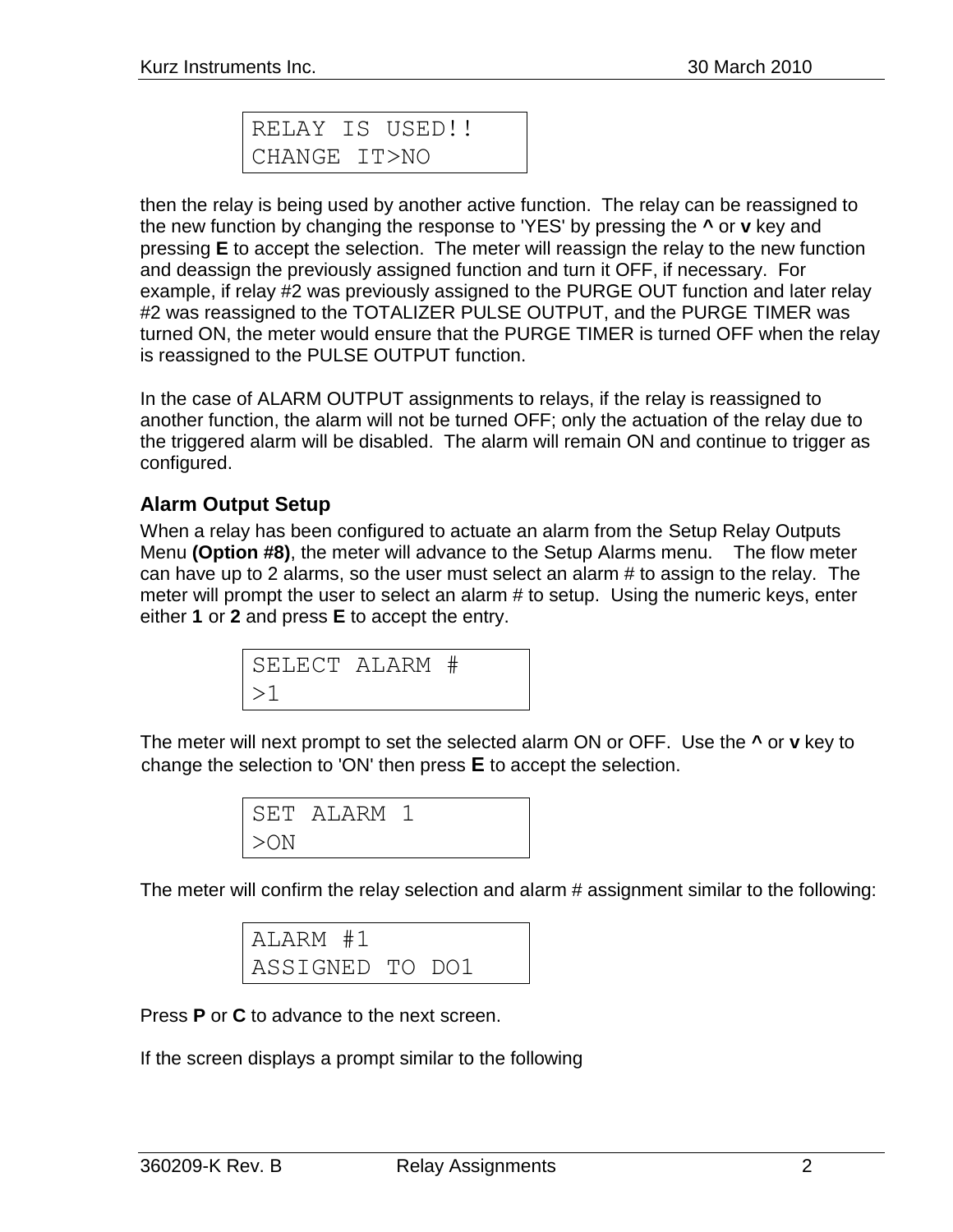```
RELAY IS USED!!
CHANGE IT>NO
```

then the relay is being used by another active function. The relay can be reassigned to the new function by changing the response to 'YES' by pressing the **^** or **v** key and pressing **E** to accept the selection. The meter will reassign the relay to the new function and deassign the previously assigned function and turn it OFF, if necessary. For example, if relay #2 was previously assigned to the PURGE OUT function and later relay #2 was reassigned to the TOTALIZER PULSE OUTPUT, and the PURGE TIMER was turned ON, the meter would ensure that the PURGE TIMER is turned OFF when the relay is reassigned to the PULSE OUTPUT function.

In the case of ALARM OUTPUT assignments to relays, if the relay is reassigned to another function, the alarm will not be turned OFF; only the actuation of the relay due to the triggered alarm will be disabled. The alarm will remain ON and continue to trigger as configured.

### Alarm Output Setup

When a relay has been configured to actuate an alarm from the Setup Relay Outputs Menu **(Option #8)**, the meter will advance to the Setup Alarms menu. The flow meter can have up to 2 alarms, so the user must select an alarm # to assign to the relay. The meter will prompt the user to select an alarm # to setup. Using the numeric keys, enter either **1** or **2** and press **E** to accept the entry.

```
SELECT ALARM #
>1
```

The meter will next prompt to set the selected alarm ON or OFF. Use the **^** or **v** key to change the selection to 'ON' then press **E** to accept the selection.

```
SET ALARM 1
>ON
```

The meter will confirm the relay selection and alarm # assignment similar to the following:

```
ALARM #1
ASSIGNED TO DO1
```

Press **P** or **C** to advance to the next screen.

If the screen displays a prompt similar to the following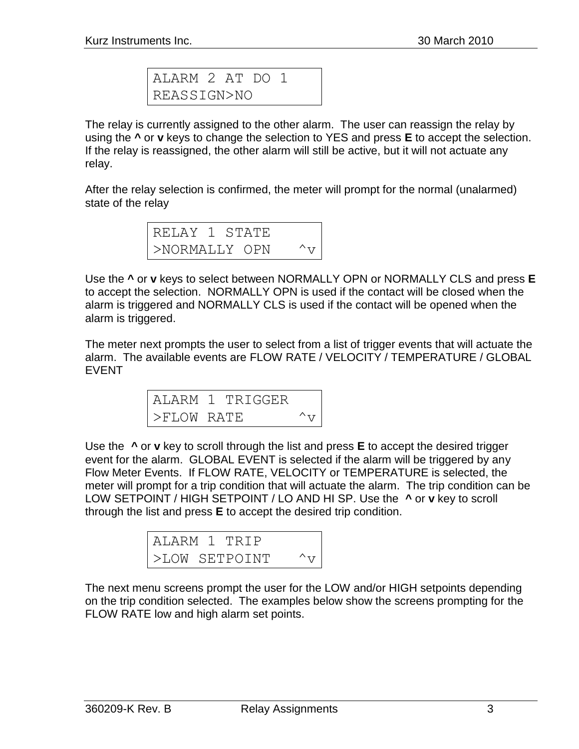```
ALARM 2 AT DO 1
REASSIGN>NO
```

The relay is currently assigned to the other alarm. The user can reassign the relay by using the **^** or **v** keys to change the selection to YES and press **E** to accept the selection. If the relay is reassigned, the other alarm will still be active, but it will not actuate any relay.

After the relay selection is confirmed, the meter will prompt for the normal (unalarmed) state of the relay

```
RELAY 1 STATE
>NORMALLY OPN   ^v
```

Use the **^** or **v** keys to select between NORMALLY OPN or NORMALLY CLS and press **E** to accept the selection. NORMALLY OPN is used if the contact will be closed when the alarm is triggered and NORMALLY CLS is used if the contact will be opened when the alarm is triggered.

The meter next prompts the user to select from a list of trigger events that will actuate the alarm. The available events are FLOW RATE / VELOCITY / TEMPERATURE / GLOBAL EVENT

```
ALARM 1 TRIGGER
>FLOW RATE      ^v
```

Use the **^** or **v** key to scroll through the list and press **E** to accept the desired trigger event for the alarm. GLOBAL EVENT is selected if the alarm will be triggered by any Flow Meter Events. If FLOW RATE, VELOCITY or TEMPERATURE is selected, the meter will prompt for a trip condition that will actuate the alarm. The trip condition can be LOW SETPOINT / HIGH SETPOINT / LO AND HI SP. Use the **^** or **v** key to scroll through the list and press **E** to accept the desired trip condition.

```
ALARM 1 TRIP
>LOW SETPOINT   ^v
```

The next menu screens prompt the user for the LOW and/or HIGH setpoints depending on the trip condition selected. The examples below show the screens prompting for the FLOW RATE low and high alarm set points.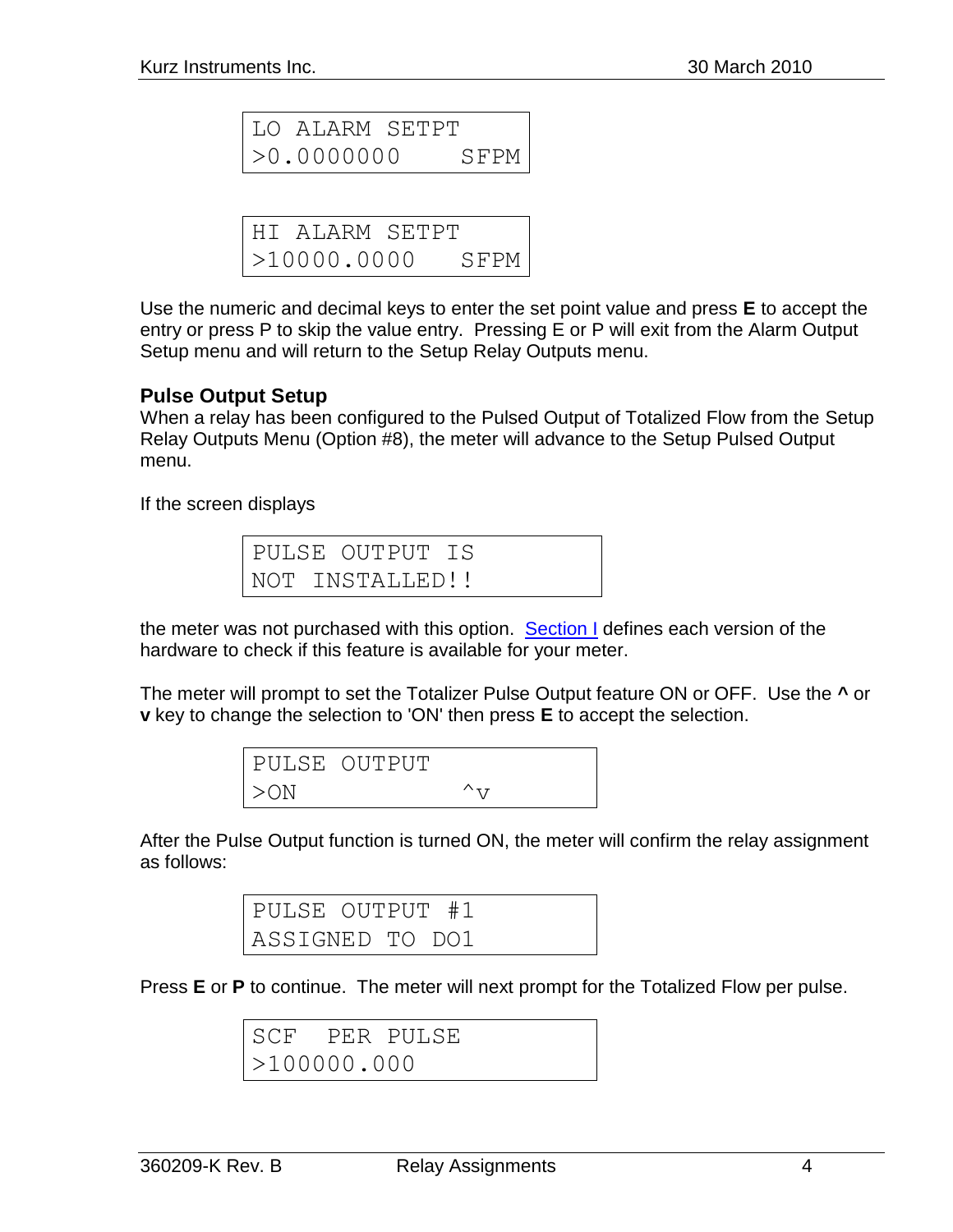```
LO ALARM SETPT
>0.0000000    SFPM
```

```
HI ALARM SETPT
>10000.0000   SFPM
```

Use the numeric and decimal keys to enter the set point value and press **E** to accept the entry or press P to skip the value entry. Pressing E or P will exit from the Alarm Output Setup menu and will return to the Setup Relay Outputs menu.

### Pulse Output Setup

When a relay has been configured to the Pulsed Output of Totalized Flow from the Setup Relay Outputs Menu (Option #8), the meter will advance to the Setup Pulsed Output menu.

If the screen displays

```
PULSE OUTPUT IS
NOT INSTALLED!!
```

the meter was not purchased with this option. Section I defines each version of the hardware to check if this feature is available for your meter.

The meter will prompt to set the Totalizer Pulse Output feature ON or OFF. Use the **^** or **v** key to change the selection to 'ON' then press **E** to accept the selection.

```
PULSE OUTPUT
>ON            ^v
```

After the Pulse Output function is turned ON, the meter will confirm the relay assignment as follows:

```
PULSE OUTPUT #1
ASSIGNED TO DO1
```

Press **E** or **P** to continue. The meter will next prompt for the Totalized Flow per pulse.

```
SCF  PER PULSE
>100000.000
```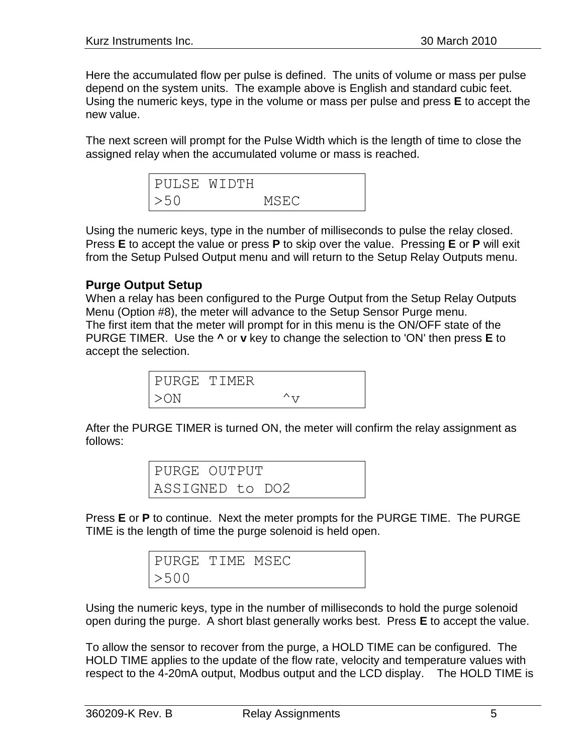Here the accumulated flow per pulse is defined. The units of volume or mass per pulse depend on the system units. The example above is English and standard cubic feet. Using the numeric keys, type in the volume or mass per pulse and press **E** to accept the new value.

The next screen will prompt for the Pulse Width which is the length of time to close the assigned relay when the accumulated volume or mass is reached.

```
PULSE WIDTH
>50          MSEC
```

Using the numeric keys, type in the number of milliseconds to pulse the relay closed. Press **E** to accept the value or press **P** to skip over the value. Pressing **E** or **P** will exit from the Setup Pulsed Output menu and will return to the Setup Relay Outputs menu.

### Purge Output Setup

When a relay has been configured to the Purge Output from the Setup Relay Outputs Menu (Option #8), the meter will advance to the Setup Sensor Purge menu.
The first item that the meter will prompt for in this menu is the ON/OFF state of the PURGE TIMER. Use the **^** or **v** key to change the selection to 'ON' then press **E** to accept the selection.

```
PURGE TIMER
>ON            ^v
```

After the PURGE TIMER is turned ON, the meter will confirm the relay assignment as follows:

```
PURGE OUTPUT
ASSIGNED to DO2
```

Press **E** or **P** to continue. Next the meter prompts for the PURGE TIME. The PURGE TIME is the length of time the purge solenoid is held open.

```
PURGE TIME MSEC
>500
```

Using the numeric keys, type in the number of milliseconds to hold the purge solenoid open during the purge. A short blast generally works best. Press **E** to accept the value.

To allow the sensor to recover from the purge, a HOLD TIME can be configured. The HOLD TIME applies to the update of the flow rate, velocity and temperature values with respect to the 4-20mA output, Modbus output and the LCD display. The HOLD TIME is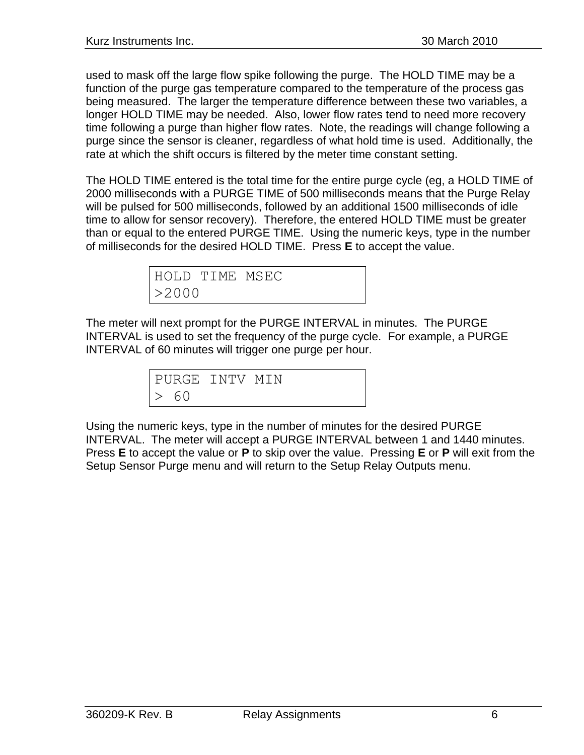used to mask off the large flow spike following the purge. The HOLD TIME may be a function of the purge gas temperature compared to the temperature of the process gas being measured. The larger the temperature difference between these two variables, a longer HOLD TIME may be needed. Also, lower flow rates tend to need more recovery time following a purge than higher flow rates. Note, the readings will change following a purge since the sensor is cleaner, regardless of what hold time is used. Additionally, the rate at which the shift occurs is filtered by the meter time constant setting.

The HOLD TIME entered is the total time for the entire purge cycle (eg, a HOLD TIME of 2000 milliseconds with a PURGE TIME of 500 milliseconds means that the Purge Relay will be pulsed for 500 milliseconds, followed by an additional 1500 milliseconds of idle time to allow for sensor recovery). Therefore, the entered HOLD TIME must be greater than or equal to the entered PURGE TIME. Using the numeric keys, type in the number of milliseconds for the desired HOLD TIME. Press **E** to accept the value.

```
HOLD TIME MSEC
>2000
```

The meter will next prompt for the PURGE INTERVAL in minutes. The PURGE INTERVAL is used to set the frequency of the purge cycle. For example, a PURGE INTERVAL of 60 minutes will trigger one purge per hour.

```
PURGE INTV MIN
> 60
```

Using the numeric keys, type in the number of minutes for the desired PURGE INTERVAL. The meter will accept a PURGE INTERVAL between 1 and 1440 minutes. Press **E** to accept the value or **P** to skip over the value. Pressing **E** or **P** will exit from the Setup Sensor Purge menu and will return to the Setup Relay Outputs menu.